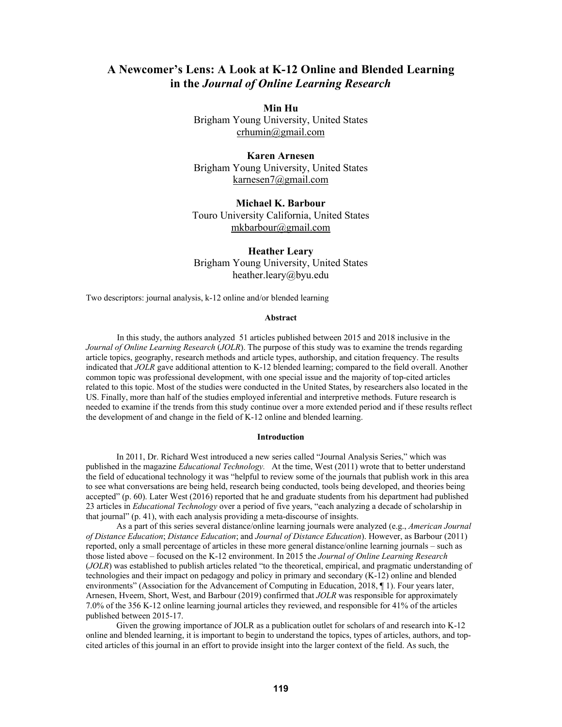# A Newcomer's Lens: A Look at K-12 Online and Blended Learning in the *Journal of Online Learning Research*

**Min Hu**
Brigham Young University, United States
crhumin@gmail.com

**Karen Arnesen**
Brigham Young University, United States
karnesen7@gmail.com

**Michael K. Barbour**
Touro University California, United States
mkbarbour@gmail.com

**Heather Leary**
Brigham Young University, United States
heather.leary@byu.edu

Two descriptors: journal analysis, k-12 online and/or blended learning

## Abstract

In this study, the authors analyzed 51 articles published between 2015 and 2018 inclusive in the *Journal of Online Learning Research* (*JOLR*). The purpose of this study was to examine the trends regarding article topics, geography, research methods and article types, authorship, and citation frequency. The results indicated that *JOLR* gave additional attention to K-12 blended learning; compared to the field overall. Another common topic was professional development, with one special issue and the majority of top-cited articles related to this topic. Most of the studies were conducted in the United States, by researchers also located in the US. Finally, more than half of the studies employed inferential and interpretive methods. Future research is needed to examine if the trends from this study continue over a more extended period and if these results reflect the development of and change in the field of K-12 online and blended learning.

## Introduction

In 2011, Dr. Richard West introduced a new series called "Journal Analysis Series," which was published in the magazine *Educational Technology.* At the time, West (2011) wrote that to better understand the field of educational technology it was "helpful to review some of the journals that publish work in this area to see what conversations are being held, research being conducted, tools being developed, and theories being accepted" (p. 60). Later West (2016) reported that he and graduate students from his department had published 23 articles in *Educational Technology* over a period of five years, "each analyzing a decade of scholarship in that journal" (p. 41), with each analysis providing a meta-discourse of insights.

As a part of this series several distance/online learning journals were analyzed (e.g., *American Journal of Distance Education*; *Distance Education*; and *Journal of Distance Education*). However, as Barbour (2011) reported, only a small percentage of articles in these more general distance/online learning journals – such as those listed above – focused on the K-12 environment. In 2015 the *Journal of Online Learning Research* (*JOLR*) was established to publish articles related "to the theoretical, empirical, and pragmatic understanding of technologies and their impact on pedagogy and policy in primary and secondary (K-12) online and blended environments" (Association for the Advancement of Computing in Education, 2018, ¶ 1). Four years later, Arnesen, Hveem, Short, West, and Barbour (2019) confirmed that *JOLR* was responsible for approximately 7.0% of the 356 K-12 online learning journal articles they reviewed, and responsible for 41% of the articles published between 2015-17.

Given the growing importance of JOLR as a publication outlet for scholars of and research into K-12 online and blended learning, it is important to begin to understand the topics, types of articles, authors, and top-cited articles of this journal in an effort to provide insight into the larger context of the field. As such, the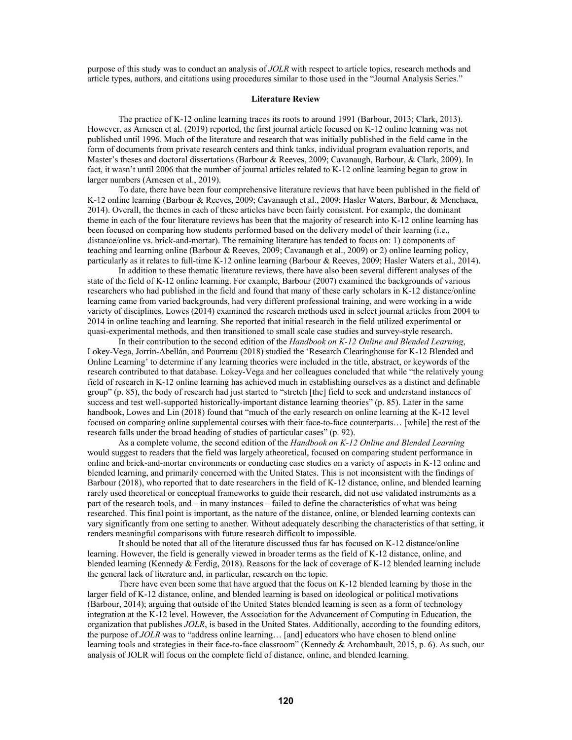purpose of this study was to conduct an analysis of *JOLR* with respect to article topics, research methods and article types, authors, and citations using procedures similar to those used in the "Journal Analysis Series."

## Literature Review

The practice of K-12 online learning traces its roots to around 1991 (Barbour, 2013; Clark, 2013). However, as Arnesen et al. (2019) reported, the first journal article focused on K-12 online learning was not published until 1996. Much of the literature and research that was initially published in the field came in the form of documents from private research centers and think tanks, individual program evaluation reports, and Master's theses and doctoral dissertations (Barbour & Reeves, 2009; Cavanaugh, Barbour, & Clark, 2009). In fact, it wasn't until 2006 that the number of journal articles related to K-12 online learning began to grow in larger numbers (Arnesen et al., 2019).

To date, there have been four comprehensive literature reviews that have been published in the field of K-12 online learning (Barbour & Reeves, 2009; Cavanaugh et al., 2009; Hasler Waters, Barbour, & Menchaca, 2014). Overall, the themes in each of these articles have been fairly consistent. For example, the dominant theme in each of the four literature reviews has been that the majority of research into K-12 online learning has been focused on comparing how students performed based on the delivery model of their learning (i.e., distance/online vs. brick-and-mortar). The remaining literature has tended to focus on: 1) components of teaching and learning online (Barbour & Reeves, 2009; Cavanaugh et al., 2009) or 2) online learning policy, particularly as it relates to full-time K-12 online learning (Barbour & Reeves, 2009; Hasler Waters et al., 2014).

In addition to these thematic literature reviews, there have also been several different analyses of the state of the field of K-12 online learning. For example, Barbour (2007) examined the backgrounds of various researchers who had published in the field and found that many of these early scholars in K-12 distance/online learning came from varied backgrounds, had very different professional training, and were working in a wide variety of disciplines. Lowes (2014) examined the research methods used in select journal articles from 2004 to 2014 in online teaching and learning. She reported that initial research in the field utilized experimental or quasi-experimental methods, and then transitioned to small scale case studies and survey-style research.

In their contribution to the second edition of the *Handbook on K-12 Online and Blended Learning*, Lokey-Vega, Jorrín-Abellán, and Pourreau (2018) studied the 'Research Clearinghouse for K-12 Blended and Online Learning' to determine if any learning theories were included in the title, abstract, or keywords of the research contributed to that database. Lokey-Vega and her colleagues concluded that while "the relatively young field of research in K-12 online learning has achieved much in establishing ourselves as a distinct and definable group" (p. 85), the body of research had just started to "stretch [the] field to seek and understand instances of success and test well-supported historically-important distance learning theories" (p. 85). Later in the same handbook, Lowes and Lin (2018) found that "much of the early research on online learning at the K-12 level focused on comparing online supplemental courses with their face-to-face counterparts… [while] the rest of the research falls under the broad heading of studies of particular cases" (p. 92).

As a complete volume, the second edition of the *Handbook on K-12 Online and Blended Learning* would suggest to readers that the field was largely atheoretical, focused on comparing student performance in online and brick-and-mortar environments or conducting case studies on a variety of aspects in K-12 online and blended learning, and primarily concerned with the United States. This is not inconsistent with the findings of Barbour (2018), who reported that to date researchers in the field of K-12 distance, online, and blended learning rarely used theoretical or conceptual frameworks to guide their research, did not use validated instruments as a part of the research tools, and – in many instances – failed to define the characteristics of what was being researched. This final point is important, as the nature of the distance, online, or blended learning contexts can vary significantly from one setting to another. Without adequately describing the characteristics of that setting, it renders meaningful comparisons with future research difficult to impossible.

It should be noted that all of the literature discussed thus far has focused on K-12 distance/online learning. However, the field is generally viewed in broader terms as the field of K-12 distance, online, and blended learning (Kennedy & Ferdig, 2018). Reasons for the lack of coverage of K-12 blended learning include the general lack of literature and, in particular, research on the topic.

There have even been some that have argued that the focus on K-12 blended learning by those in the larger field of K-12 distance, online, and blended learning is based on ideological or political motivations (Barbour, 2014); arguing that outside of the United States blended learning is seen as a form of technology integration at the K-12 level. However, the Association for the Advancement of Computing in Education, the organization that publishes *JOLR*, is based in the United States. Additionally, according to the founding editors, the purpose of *JOLR* was to "address online learning… [and] educators who have chosen to blend online learning tools and strategies in their face-to-face classroom" (Kennedy & Archambault, 2015, p. 6). As such, our analysis of JOLR will focus on the complete field of distance, online, and blended learning.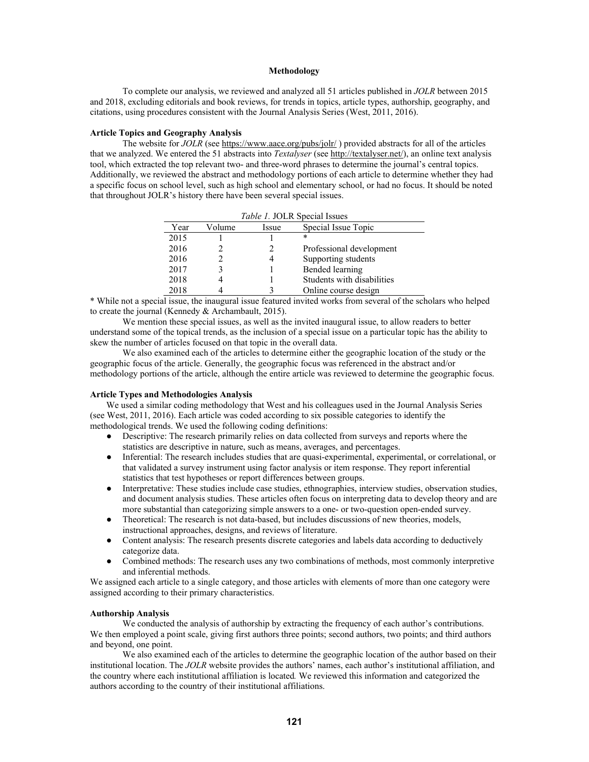## Methodology

To complete our analysis, we reviewed and analyzed all 51 articles published in *JOLR* between 2015 and 2018, excluding editorials and book reviews, for trends in topics, article types, authorship, geography, and citations, using procedures consistent with the Journal Analysis Series (West, 2011, 2016).

### Article Topics and Geography Analysis

The website for *JOLR* (see https://www.aace.org/pubs/jolr/ ) provided abstracts for all of the articles that we analyzed. We entered the 51 abstracts into *Textalyser* (see http://textalyser.net/), an online text analysis tool, which extracted the top relevant two- and three-word phrases to determine the journal's central topics. Additionally, we reviewed the abstract and methodology portions of each article to determine whether they had a specific focus on school level, such as high school and elementary school, or had no focus. It should be noted that throughout JOLR's history there have been several special issues.

*Table 1.* JOLR Special Issues

| Year | Volume | Issue | Special Issue Topic |
|---|---|---|---|
| 2015 | 1 | 1 | * |
| 2016 | 2 | 2 | Professional development |
| 2016 | 2 | 4 | Supporting students |
| 2017 | 3 | 1 | Bended learning |
| 2018 | 4 | 1 | Students with disabilities |
| 2018 | 4 | 3 | Online course design |

* While not a special issue, the inaugural issue featured invited works from several of the scholars who helped to create the journal (Kennedy & Archambault, 2015).

We mention these special issues, as well as the invited inaugural issue, to allow readers to better understand some of the topical trends, as the inclusion of a special issue on a particular topic has the ability to skew the number of articles focused on that topic in the overall data.

We also examined each of the articles to determine either the geographic location of the study or the geographic focus of the article. Generally, the geographic focus was referenced in the abstract and/or methodology portions of the article, although the entire article was reviewed to determine the geographic focus.

### Article Types and Methodologies Analysis

We used a similar coding methodology that West and his colleagues used in the Journal Analysis Series (see West, 2011, 2016). Each article was coded according to six possible categories to identify the methodological trends. We used the following coding definitions:

- Descriptive: The research primarily relies on data collected from surveys and reports where the statistics are descriptive in nature, such as means, averages, and percentages.
- Inferential: The research includes studies that are quasi-experimental, experimental, or correlational, or that validated a survey instrument using factor analysis or item response. They report inferential statistics that test hypotheses or report differences between groups.
- Interpretative: These studies include case studies, ethnographies, interview studies, observation studies, and document analysis studies. These articles often focus on interpreting data to develop theory and are more substantial than categorizing simple answers to a one- or two-question open-ended survey.
- Theoretical: The research is not data-based, but includes discussions of new theories, models, instructional approaches, designs, and reviews of literature.
- Content analysis: The research presents discrete categories and labels data according to deductively categorize data.
- Combined methods: The research uses any two combinations of methods, most commonly interpretive and inferential methods.

We assigned each article to a single category, and those articles with elements of more than one category were assigned according to their primary characteristics.

### Authorship Analysis

We conducted the analysis of authorship by extracting the frequency of each author's contributions. We then employed a point scale, giving first authors three points; second authors, two points; and third authors and beyond, one point.

We also examined each of the articles to determine the geographic location of the author based on their institutional location. The *JOLR* website provides the authors' names, each author's institutional affiliation, and the country where each institutional affiliation is located*.* We reviewed this information and categorized the authors according to the country of their institutional affiliations.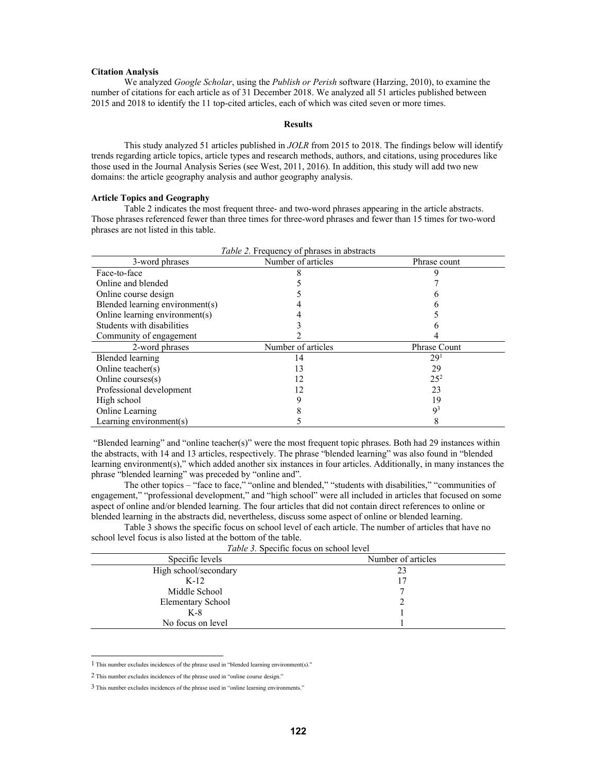**Citation Analysis**

We analyzed *Google Scholar*, using the *Publish or Perish* software (Harzing, 2010), to examine the number of citations for each article as of 31 December 2018. We analyzed all 51 articles published between 2015 and 2018 to identify the 11 top-cited articles, each of which was cited seven or more times.

## Results

This study analyzed 51 articles published in *JOLR* from 2015 to 2018. The findings below will identify trends regarding article topics, article types and research methods, authors, and citations, using procedures like those used in the Journal Analysis Series (see West, 2011, 2016). In addition, this study will add two new domains: the article geography analysis and author geography analysis.

**Article Topics and Geography**

Table 2 indicates the most frequent three- and two-word phrases appearing in the article abstracts. Those phrases referenced fewer than three times for three-word phrases and fewer than 15 times for two-word phrases are not listed in this table.

*Table 2.* Frequency of phrases in abstracts

| 3-word phrases | Number of articles | Phrase count |
|---|---|---|
| Face-to-face | 8 | 9 |
| Online and blended | 5 | 7 |
| Online course design | 5 | 6 |
| Blended learning environment(s) | 4 | 6 |
| Online learning environment(s) | 4 | 5 |
| Students with disabilities | 3 | 6 |
| Community of engagement | 2 | 4 |
| **2-word phrases** | **Number of articles** | **Phrase Count** |
| Blended learning | 14 | 29[1] |
| Online teacher(s) | 13 | 29 |
| Online courses(s) | 12 | 25[2] |
| Professional development | 12 | 23 |
| High school | 9 | 19 |
| Online Learning | 8 | 9[3] |
| Learning environment(s) | 5 | 8 |

"Blended learning" and "online teacher(s)" were the most frequent topic phrases. Both had 29 instances within the abstracts, with 14 and 13 articles, respectively. The phrase "blended learning" was also found in "blended learning environment(s)," which added another six instances in four articles. Additionally, in many instances the phrase "blended learning" was preceded by "online and".

The other topics – "face to face," "online and blended," "students with disabilities," "communities of engagement," "professional development," and "high school" were all included in articles that focused on some aspect of online and/or blended learning. The four articles that did not contain direct references to online or blended learning in the abstracts did, nevertheless, discuss some aspect of online or blended learning.

Table 3 shows the specific focus on school level of each article. The number of articles that have no school level focus is also listed at the bottom of the table.

*Table 3.* Specific focus on school level

| Specific levels | Number of articles |
|---|---|
| High school/secondary | 23 |
| K-12 | 17 |
| Middle School | 7 |
| Elementary School | 2 |
| K-8 | 1 |
| No focus on level | 1 |

---

[1] This number excludes incidences of the phrase used in "blended learning environment(s)."

[2] This number excludes incidences of the phrase used in "online course design."

[3] This number excludes incidences of the phrase used in "online learning environments."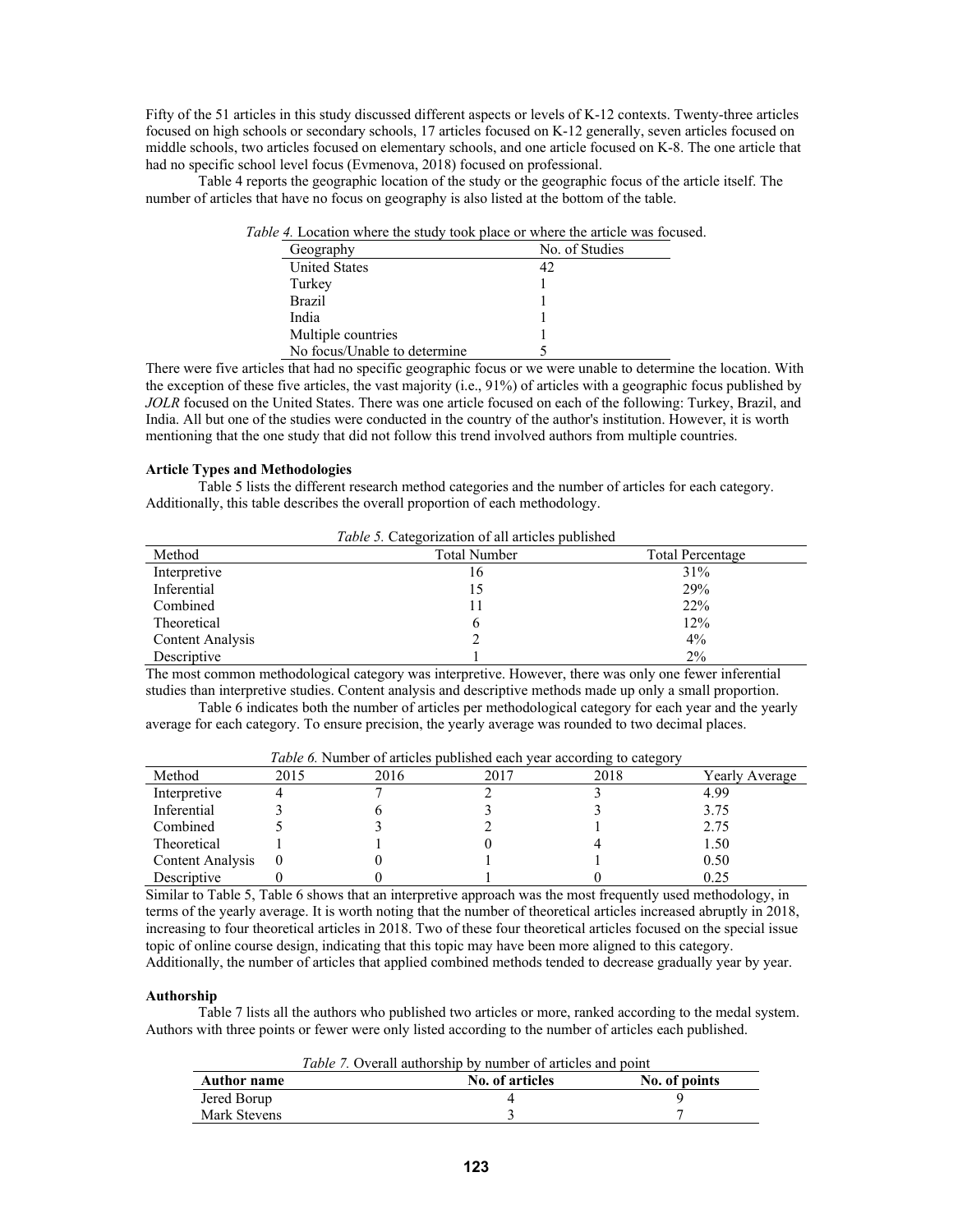Fifty of the 51 articles in this study discussed different aspects or levels of K-12 contexts. Twenty-three articles focused on high schools or secondary schools, 17 articles focused on K-12 generally, seven articles focused on middle schools, two articles focused on elementary schools, and one article focused on K-8. The one article that had no specific school level focus (Evmenova, 2018) focused on professional.

Table 4 reports the geographic location of the study or the geographic focus of the article itself. The number of articles that have no focus on geography is also listed at the bottom of the table.

*Table 4.* Location where the study took place or where the article was focused.

| Geography | No. of Studies |
|---|---|
| United States | 42 |
| Turkey | 1 |
| Brazil | 1 |
| India | 1 |
| Multiple countries | 1 |
| No focus/Unable to determine | 5 |

There were five articles that had no specific geographic focus or we were unable to determine the location. With the exception of these five articles, the vast majority (i.e., 91%) of articles with a geographic focus published by *JOLR* focused on the United States. There was one article focused on each of the following: Turkey, Brazil, and India. All but one of the studies were conducted in the country of the author's institution. However, it is worth mentioning that the one study that did not follow this trend involved authors from multiple countries.

**Article Types and Methodologies**

Table 5 lists the different research method categories and the number of articles for each category. Additionally, this table describes the overall proportion of each methodology.

*Table 5.* Categorization of all articles published

| Method | Total Number | Total Percentage |
|---|---|---|
| Interpretive | 16 | 31% |
| Inferential | 15 | 29% |
| Combined | 11 | 22% |
| Theoretical | 6 | 12% |
| Content Analysis | 2 | 4% |
| Descriptive | 1 | 2% |

The most common methodological category was interpretive. However, there was only one fewer inferential studies than interpretive studies. Content analysis and descriptive methods made up only a small proportion.

Table 6 indicates both the number of articles per methodological category for each year and the yearly average for each category. To ensure precision, the yearly average was rounded to two decimal places.

*Table 6.* Number of articles published each year according to category

| Method | 2015 | 2016 | 2017 | 2018 | Yearly Average |
|---|---|---|---|---|---|
| Interpretive | 4 | 7 | 2 | 3 | 4.99 |
| Inferential | 3 | 6 | 3 | 3 | 3.75 |
| Combined | 5 | 3 | 2 | 1 | 2.75 |
| Theoretical | 1 | 1 | 0 | 4 | 1.50 |
| Content Analysis | 0 | 0 | 1 | 1 | 0.50 |
| Descriptive | 0 | 0 | 1 | 0 | 0.25 |

Similar to Table 5, Table 6 shows that an interpretive approach was the most frequently used methodology, in terms of the yearly average. It is worth noting that the number of theoretical articles increased abruptly in 2018, increasing to four theoretical articles in 2018. Two of these four theoretical articles focused on the special issue topic of online course design, indicating that this topic may have been more aligned to this category. Additionally, the number of articles that applied combined methods tended to decrease gradually year by year.

**Authorship**

Table 7 lists all the authors who published two articles or more, ranked according to the medal system. Authors with three points or fewer were only listed according to the number of articles each published.

*Table 7.* Overall authorship by number of articles and point

| **Author name** | **No. of articles** | **No. of points** |
|---|---|---|
| Jered Borup | 4 | 9 |
| Mark Stevens | 3 | 7 |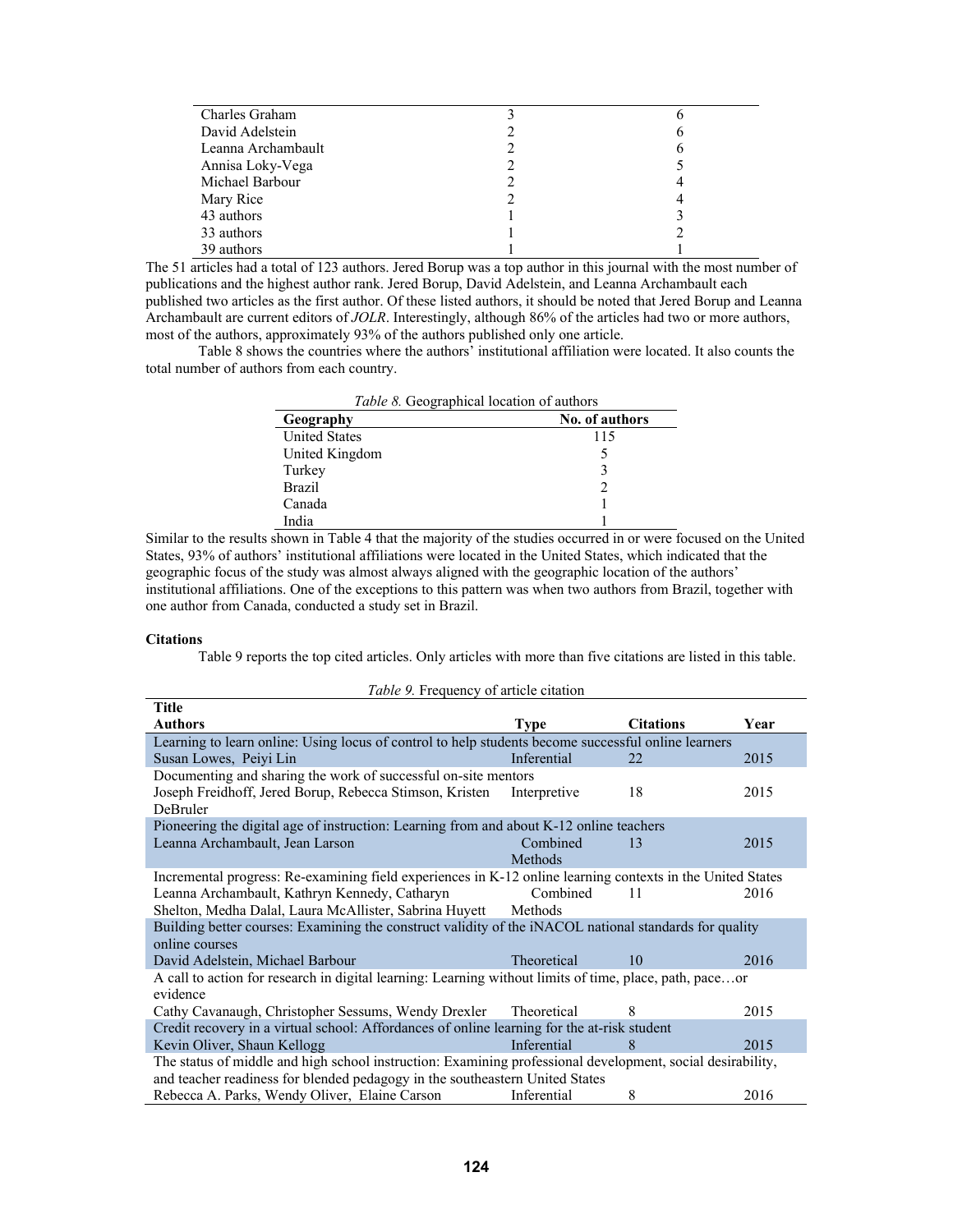| | | |
|---|---|---|
| Charles Graham | 3 | 6 |
| David Adelstein | 2 | 6 |
| Leanna Archambault | 2 | 6 |
| Annisa Loky-Vega | 2 | 5 |
| Michael Barbour | 2 | 4 |
| Mary Rice | 2 | 4 |
| 43 authors | 1 | 3 |
| 33 authors | 1 | 2 |
| 39 authors | 1 | 1 |

The 51 articles had a total of 123 authors. Jered Borup was a top author in this journal with the most number of publications and the highest author rank. Jered Borup, David Adelstein, and Leanna Archambault each published two articles as the first author. Of these listed authors, it should be noted that Jered Borup and Leanna Archambault are current editors of *JOLR*. Interestingly, although 86% of the articles had two or more authors, most of the authors, approximately 93% of the authors published only one article.

Table 8 shows the countries where the authors' institutional affiliation were located. It also counts the total number of authors from each country.

*Table 8.* Geographical location of authors

| Geography | No. of authors |
|---|---|
| United States | 115 |
| United Kingdom | 5 |
| Turkey | 3 |
| Brazil | 2 |
| Canada | 1 |
| India | 1 |

Similar to the results shown in Table 4 that the majority of the studies occurred in or were focused on the United States, 93% of authors' institutional affiliations were located in the United States, which indicated that the geographic focus of the study was almost always aligned with the geographic location of the authors' institutional affiliations. One of the exceptions to this pattern was when two authors from Brazil, together with one author from Canada, conducted a study set in Brazil.

### Citations

Table 9 reports the top cited articles. Only articles with more than five citations are listed in this table.

*Table 9.* Frequency of article citation

| Title / Authors | Type | Citations | Year |
|---|---|---|---|
| Learning to learn online: Using locus of control to help students become successful online learners | | | |
| Susan Lowes, Peiyi Lin | Inferential | 22 | 2015 |
| Documenting and sharing the work of successful on-site mentors | | | |
| Joseph Freidhoff, Jered Borup, Rebecca Stimson, Kristen DeBruler | Interpretive | 18 | 2015 |
| Pioneering the digital age of instruction: Learning from and about K-12 online teachers | | | |
| Leanna Archambault, Jean Larson | Combined Methods | 13 | 2015 |
| Incremental progress: Re-examining field experiences in K-12 online learning contexts in the United States | | | |
| Leanna Archambault, Kathryn Kennedy, Catharyn Shelton, Medha Dalal, Laura McAllister, Sabrina Huyett | Combined Methods | 11 | 2016 |
| Building better courses: Examining the construct validity of the iNACOL national standards for quality online courses | | | |
| David Adelstein, Michael Barbour | Theoretical | 10 | 2016 |
| A call to action for research in digital learning: Learning without limits of time, place, path, pace…or evidence | | | |
| Cathy Cavanaugh, Christopher Sessums, Wendy Drexler | Theoretical | 8 | 2015 |
| Credit recovery in a virtual school: Affordances of online learning for the at-risk student | | | |
| Kevin Oliver, Shaun Kellogg | Inferential | 8 | 2015 |
| The status of middle and high school instruction: Examining professional development, social desirability, and teacher readiness for blended pedagogy in the southeastern United States | | | |
| Rebecca A. Parks, Wendy Oliver, Elaine Carson | Inferential | 8 | 2016 |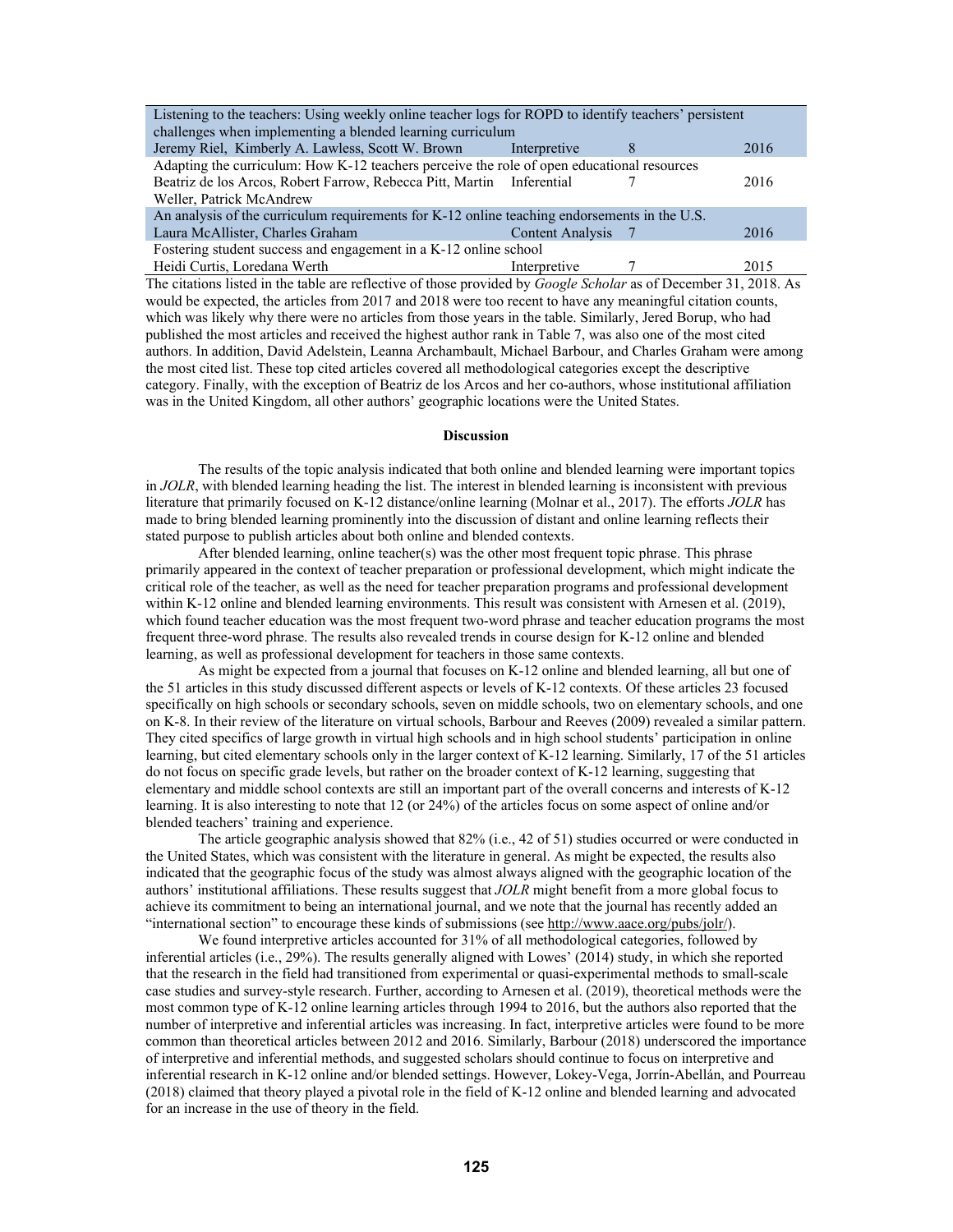| Title / Authors | Method | Citations | Year |
|---|---|---|---|
| Listening to the teachers: Using weekly online teacher logs for ROPD to identify teachers' persistent challenges when implementing a blended learning curriculum | | | |
| Jeremy Riel, Kimberly A. Lawless, Scott W. Brown | Interpretive | 8 | 2016 |
| Adapting the curriculum: How K-12 teachers perceive the role of open educational resources | | | |
| Beatriz de los Arcos, Robert Farrow, Rebecca Pitt, Martin Weller, Patrick McAndrew | Inferential | 7 | 2016 |
| An analysis of the curriculum requirements for K-12 online teaching endorsements in the U.S. | | | |
| Laura McAllister, Charles Graham | Content Analysis | 7 | 2016 |
| Fostering student success and engagement in a K-12 online school | | | |
| Heidi Curtis, Loredana Werth | Interpretive | 7 | 2015 |

The citations listed in the table are reflective of those provided by *Google Scholar* as of December 31, 2018. As would be expected, the articles from 2017 and 2018 were too recent to have any meaningful citation counts, which was likely why there were no articles from those years in the table. Similarly, Jered Borup, who had published the most articles and received the highest author rank in Table 7, was also one of the most cited authors. In addition, David Adelstein, Leanna Archambault, Michael Barbour, and Charles Graham were among the most cited list. These top cited articles covered all methodological categories except the descriptive category. Finally, with the exception of Beatriz de los Arcos and her co-authors, whose institutional affiliation was in the United Kingdom, all other authors' geographic locations were the United States.

## Discussion

The results of the topic analysis indicated that both online and blended learning were important topics in *JOLR*, with blended learning heading the list. The interest in blended learning is inconsistent with previous literature that primarily focused on K-12 distance/online learning (Molnar et al., 2017). The efforts *JOLR* has made to bring blended learning prominently into the discussion of distant and online learning reflects their stated purpose to publish articles about both online and blended contexts.

After blended learning, online teacher(s) was the other most frequent topic phrase. This phrase primarily appeared in the context of teacher preparation or professional development, which might indicate the critical role of the teacher, as well as the need for teacher preparation programs and professional development within K-12 online and blended learning environments. This result was consistent with Arnesen et al. (2019), which found teacher education was the most frequent two-word phrase and teacher education programs the most frequent three-word phrase. The results also revealed trends in course design for K-12 online and blended learning, as well as professional development for teachers in those same contexts.

As might be expected from a journal that focuses on K-12 online and blended learning, all but one of the 51 articles in this study discussed different aspects or levels of K-12 contexts. Of these articles 23 focused specifically on high schools or secondary schools, seven on middle schools, two on elementary schools, and one on K-8. In their review of the literature on virtual schools, Barbour and Reeves (2009) revealed a similar pattern. They cited specifics of large growth in virtual high schools and in high school students' participation in online learning, but cited elementary schools only in the larger context of K-12 learning. Similarly, 17 of the 51 articles do not focus on specific grade levels, but rather on the broader context of K-12 learning, suggesting that elementary and middle school contexts are still an important part of the overall concerns and interests of K-12 learning. It is also interesting to note that 12 (or 24%) of the articles focus on some aspect of online and/or blended teachers' training and experience.

The article geographic analysis showed that 82% (i.e., 42 of 51) studies occurred or were conducted in the United States, which was consistent with the literature in general. As might be expected, the results also indicated that the geographic focus of the study was almost always aligned with the geographic location of the authors' institutional affiliations. These results suggest that *JOLR* might benefit from a more global focus to achieve its commitment to being an international journal, and we note that the journal has recently added an "international section" to encourage these kinds of submissions (see http://www.aace.org/pubs/jolr/).

We found interpretive articles accounted for 31% of all methodological categories, followed by inferential articles (i.e., 29%). The results generally aligned with Lowes' (2014) study, in which she reported that the research in the field had transitioned from experimental or quasi-experimental methods to small-scale case studies and survey-style research. Further, according to Arnesen et al. (2019), theoretical methods were the most common type of K-12 online learning articles through 1994 to 2016, but the authors also reported that the number of interpretive and inferential articles was increasing. In fact, interpretive articles were found to be more common than theoretical articles between 2012 and 2016. Similarly, Barbour (2018) underscored the importance of interpretive and inferential methods, and suggested scholars should continue to focus on interpretive and inferential research in K-12 online and/or blended settings. However, Lokey-Vega, Jorrín-Abellán, and Pourreau (2018) claimed that theory played a pivotal role in the field of K-12 online and blended learning and advocated for an increase in the use of theory in the field.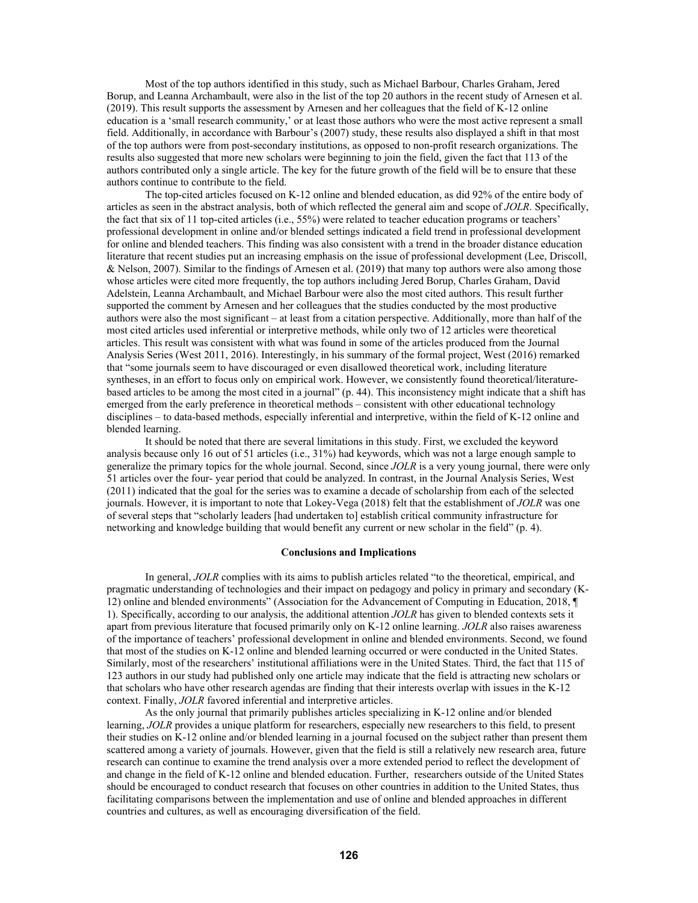Most of the top authors identified in this study, such as Michael Barbour, Charles Graham, Jered Borup, and Leanna Archambault, were also in the list of the top 20 authors in the recent study of Arnesen et al. (2019). This result supports the assessment by Arnesen and her colleagues that the field of K-12 online education is a 'small research community,' or at least those authors who were the most active represent a small field. Additionally, in accordance with Barbour's (2007) study, these results also displayed a shift in that most of the top authors were from post-secondary institutions, as opposed to non-profit research organizations. The results also suggested that more new scholars were beginning to join the field, given the fact that 113 of the authors contributed only a single article. The key for the future growth of the field will be to ensure that these authors continue to contribute to the field.

The top-cited articles focused on K-12 online and blended education, as did 92% of the entire body of articles as seen in the abstract analysis, both of which reflected the general aim and scope of *JOLR*. Specifically, the fact that six of 11 top-cited articles (i.e., 55%) were related to teacher education programs or teachers' professional development in online and/or blended settings indicated a field trend in professional development for online and blended teachers. This finding was also consistent with a trend in the broader distance education literature that recent studies put an increasing emphasis on the issue of professional development (Lee, Driscoll, & Nelson, 2007). Similar to the findings of Arnesen et al. (2019) that many top authors were also among those whose articles were cited more frequently, the top authors including Jered Borup, Charles Graham, David Adelstein, Leanna Archambault, and Michael Barbour were also the most cited authors. This result further supported the comment by Arnesen and her colleagues that the studies conducted by the most productive authors were also the most significant – at least from a citation perspective. Additionally, more than half of the most cited articles used inferential or interpretive methods, while only two of 12 articles were theoretical articles. This result was consistent with what was found in some of the articles produced from the Journal Analysis Series (West 2011, 2016). Interestingly, in his summary of the formal project, West (2016) remarked that "some journals seem to have discouraged or even disallowed theoretical work, including literature syntheses, in an effort to focus only on empirical work. However, we consistently found theoretical/literature-based articles to be among the most cited in a journal" (p. 44). This inconsistency might indicate that a shift has emerged from the early preference in theoretical methods – consistent with other educational technology disciplines – to data-based methods, especially inferential and interpretive, within the field of K-12 online and blended learning.

It should be noted that there are several limitations in this study. First, we excluded the keyword analysis because only 16 out of 51 articles (i.e., 31%) had keywords, which was not a large enough sample to generalize the primary topics for the whole journal. Second, since *JOLR* is a very young journal, there were only 51 articles over the four- year period that could be analyzed. In contrast, in the Journal Analysis Series, West (2011) indicated that the goal for the series was to examine a decade of scholarship from each of the selected journals. However, it is important to note that Lokey-Vega (2018) felt that the establishment of *JOLR* was one of several steps that "scholarly leaders [had undertaken to] establish critical community infrastructure for networking and knowledge building that would benefit any current or new scholar in the field" (p. 4).

## Conclusions and Implications

In general, *JOLR* complies with its aims to publish articles related "to the theoretical, empirical, and pragmatic understanding of technologies and their impact on pedagogy and policy in primary and secondary (K-12) online and blended environments" (Association for the Advancement of Computing in Education, 2018, ¶ 1). Specifically, according to our analysis, the additional attention *JOLR* has given to blended contexts sets it apart from previous literature that focused primarily only on K-12 online learning. *JOLR* also raises awareness of the importance of teachers' professional development in online and blended environments. Second, we found that most of the studies on K-12 online and blended learning occurred or were conducted in the United States. Similarly, most of the researchers' institutional affiliations were in the United States. Third, the fact that 115 of 123 authors in our study had published only one article may indicate that the field is attracting new scholars or that scholars who have other research agendas are finding that their interests overlap with issues in the K-12 context. Finally, *JOLR* favored inferential and interpretive articles.

As the only journal that primarily publishes articles specializing in K-12 online and/or blended learning, *JOLR* provides a unique platform for researchers, especially new researchers to this field, to present their studies on K-12 online and/or blended learning in a journal focused on the subject rather than present them scattered among a variety of journals. However, given that the field is still a relatively new research area, future research can continue to examine the trend analysis over a more extended period to reflect the development of and change in the field of K-12 online and blended education. Further, researchers outside of the United States should be encouraged to conduct research that focuses on other countries in addition to the United States, thus facilitating comparisons between the implementation and use of online and blended approaches in different countries and cultures, as well as encouraging diversification of the field.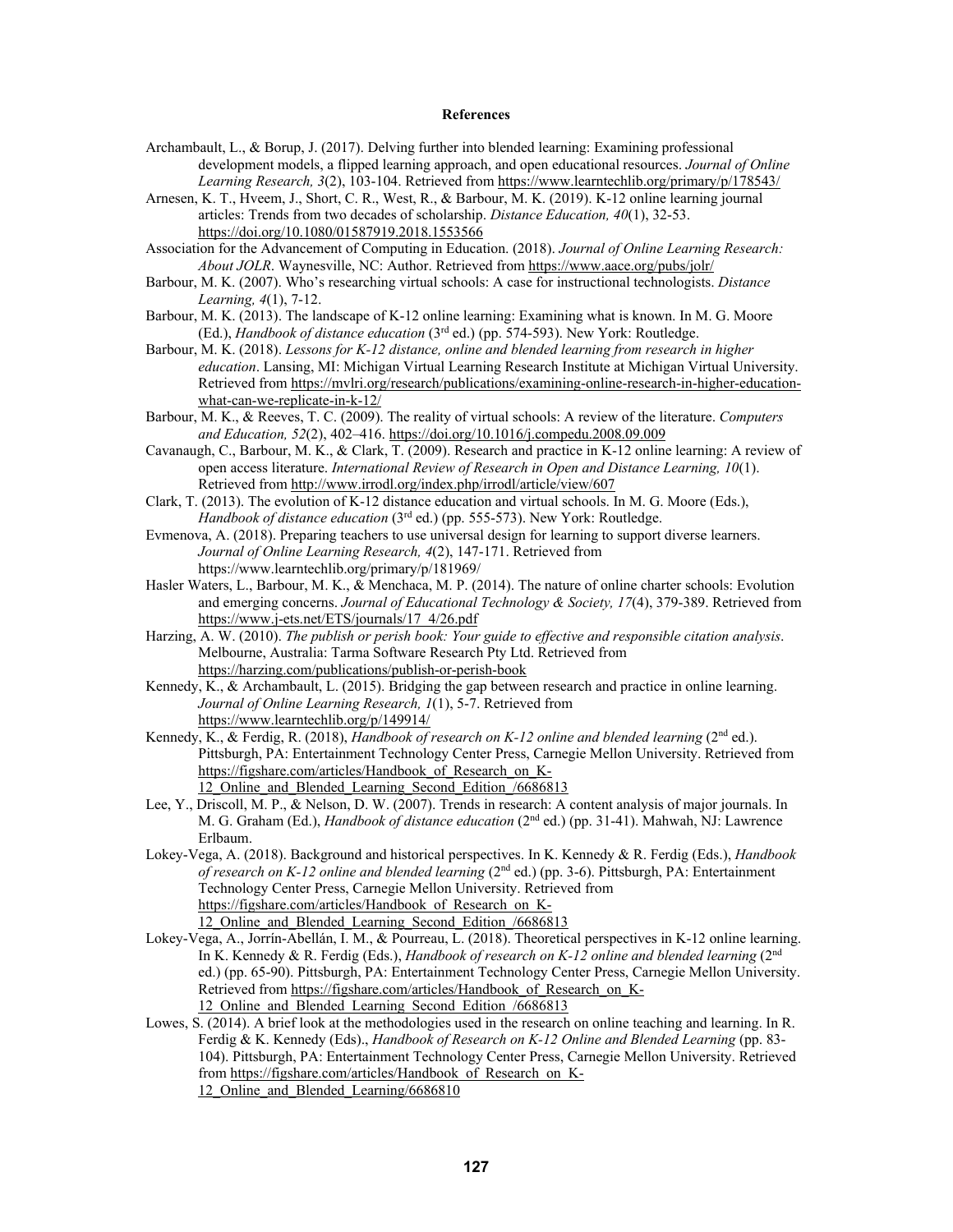## References

Archambault, L., & Borup, J. (2017). Delving further into blended learning: Examining professional development models, a flipped learning approach, and open educational resources. *Journal of Online Learning Research, 3*(2), 103-104. Retrieved from https://www.learntechlib.org/primary/p/178543/

Arnesen, K. T., Hveem, J., Short, C. R., West, R., & Barbour, M. K. (2019). K-12 online learning journal articles: Trends from two decades of scholarship. *Distance Education, 40*(1), 32-53. https://doi.org/10.1080/01587919.2018.1553566

Association for the Advancement of Computing in Education. (2018). *Journal of Online Learning Research: About JOLR*. Waynesville, NC: Author. Retrieved from https://www.aace.org/pubs/jolr/

Barbour, M. K. (2007). Who's researching virtual schools: A case for instructional technologists. *Distance Learning, 4*(1), 7-12.

Barbour, M. K. (2013). The landscape of K-12 online learning: Examining what is known. In M. G. Moore (Ed.), *Handbook of distance education* (3rd ed.) (pp. 574-593). New York: Routledge.

Barbour, M. K. (2018). *Lessons for K-12 distance, online and blended learning from research in higher education*. Lansing, MI: Michigan Virtual Learning Research Institute at Michigan Virtual University. Retrieved from https://mvlri.org/research/publications/examining-online-research-in-higher-education-what-can-we-replicate-in-k-12/

Barbour, M. K., & Reeves, T. C. (2009). The reality of virtual schools: A review of the literature. *Computers and Education, 52*(2), 402–416. https://doi.org/10.1016/j.compedu.2008.09.009

Cavanaugh, C., Barbour, M. K., & Clark, T. (2009). Research and practice in K-12 online learning: A review of open access literature. *International Review of Research in Open and Distance Learning, 10*(1). Retrieved from http://www.irrodl.org/index.php/irrodl/article/view/607

Clark, T. (2013). The evolution of K-12 distance education and virtual schools. In M. G. Moore (Eds.), *Handbook of distance education* (3rd ed.) (pp. 555-573). New York: Routledge.

Evmenova, A. (2018). Preparing teachers to use universal design for learning to support diverse learners. *Journal of Online Learning Research, 4*(2), 147-171. Retrieved from https://www.learntechlib.org/primary/p/181969/

Hasler Waters, L., Barbour, M. K., & Menchaca, M. P. (2014). The nature of online charter schools: Evolution and emerging concerns. *Journal of Educational Technology & Society, 17*(4), 379-389. Retrieved from https://www.j-ets.net/ETS/journals/17_4/26.pdf

Harzing, A. W. (2010). *The publish or perish book: Your guide to effective and responsible citation analysis*. Melbourne, Australia: Tarma Software Research Pty Ltd. Retrieved from https://harzing.com/publications/publish-or-perish-book

Kennedy, K., & Archambault, L. (2015). Bridging the gap between research and practice in online learning. *Journal of Online Learning Research, 1*(1), 5-7. Retrieved from https://www.learntechlib.org/p/149914/

Kennedy, K., & Ferdig, R. (2018), *Handbook of research on K-12 online and blended learning* (2nd ed.). Pittsburgh, PA: Entertainment Technology Center Press, Carnegie Mellon University. Retrieved from https://figshare.com/articles/Handbook_of_Research_on_K-12_Online_and_Blended_Learning_Second_Edition_/6686813

Lee, Y., Driscoll, M. P., & Nelson, D. W. (2007). Trends in research: A content analysis of major journals. In M. G. Graham (Ed.), *Handbook of distance education* (2nd ed.) (pp. 31-41). Mahwah, NJ: Lawrence Erlbaum.

Lokey-Vega, A. (2018). Background and historical perspectives. In K. Kennedy & R. Ferdig (Eds.), *Handbook of research on K-12 online and blended learning* (2nd ed.) (pp. 3-6). Pittsburgh, PA: Entertainment Technology Center Press, Carnegie Mellon University. Retrieved from https://figshare.com/articles/Handbook_of_Research_on_K-12_Online_and_Blended_Learning_Second_Edition_/6686813

Lokey-Vega, A., Jorrín-Abellán, I. M., & Pourreau, L. (2018). Theoretical perspectives in K-12 online learning. In K. Kennedy & R. Ferdig (Eds.), *Handbook of research on K-12 online and blended learning* (2nd ed.) (pp. 65-90). Pittsburgh, PA: Entertainment Technology Center Press, Carnegie Mellon University. Retrieved from https://figshare.com/articles/Handbook_of_Research_on_K-12_Online_and_Blended_Learning_Second_Edition_/6686813

Lowes, S. (2014). A brief look at the methodologies used in the research on online teaching and learning. In R. Ferdig & K. Kennedy (Eds)., *Handbook of Research on K-12 Online and Blended Learning* (pp. 83-104). Pittsburgh, PA: Entertainment Technology Center Press, Carnegie Mellon University. Retrieved from https://figshare.com/articles/Handbook_of_Research_on_K-12_Online_and_Blended_Learning/6686810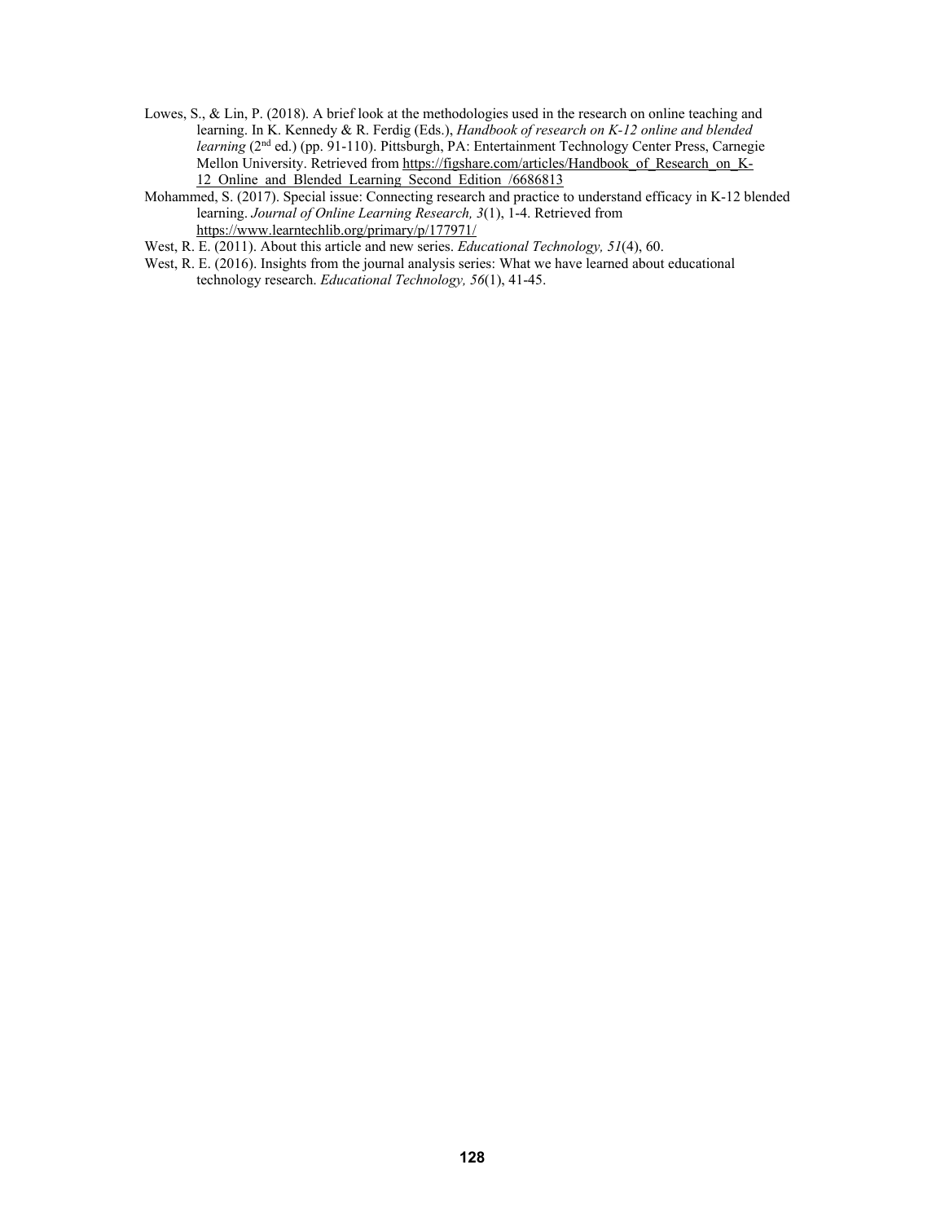Lowes, S., & Lin, P. (2018). A brief look at the methodologies used in the research on online teaching and learning. In K. Kennedy & R. Ferdig (Eds.), *Handbook of research on K-12 online and blended learning* (2nd ed.) (pp. 91-110). Pittsburgh, PA: Entertainment Technology Center Press, Carnegie Mellon University. Retrieved from https://figshare.com/articles/Handbook_of_Research_on_K-12_Online_and_Blended_Learning_Second_Edition_/6686813

Mohammed, S. (2017). Special issue: Connecting research and practice to understand efficacy in K-12 blended learning. *Journal of Online Learning Research, 3*(1), 1-4. Retrieved from https://www.learntechlib.org/primary/p/177971/

West, R. E. (2011). About this article and new series. *Educational Technology, 51*(4), 60.

West, R. E. (2016). Insights from the journal analysis series: What we have learned about educational technology research. *Educational Technology, 56*(1), 41-45.